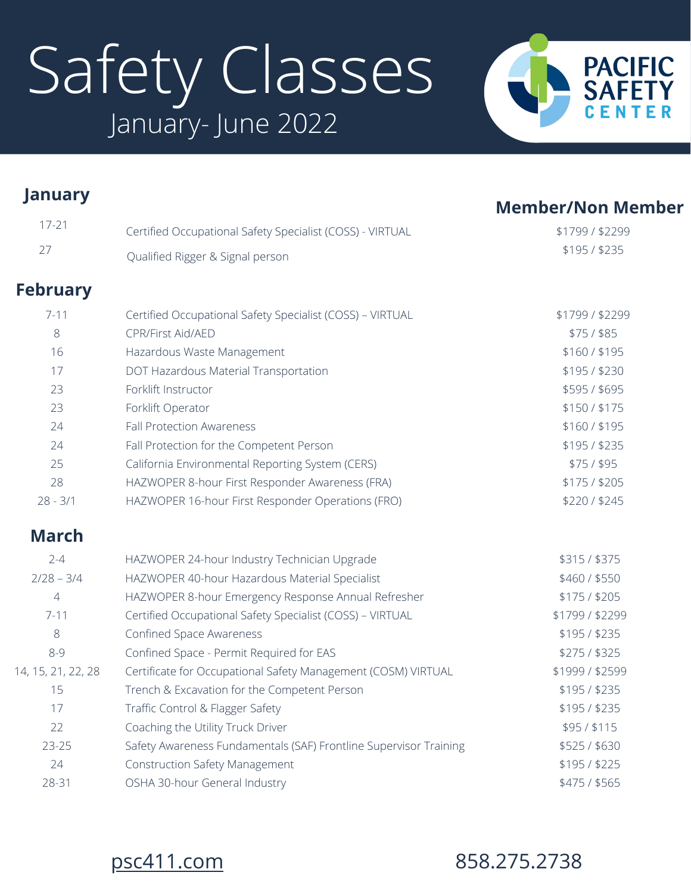# Safety Classes

## January- June 2022

PACIFIC SAFETY CENTER

## January

| Date | Class | Member/Non Member |
| --- | --- | --- |
| 17-21 | Certified Occupational Safety Specialist (COSS) - VIRTUAL | $1799 / $2299 |
| 27 | Qualified Rigger & Signal person | $195 / $235 |

## February

| Date | Class | Member/Non Member |
| --- | --- | --- |
| 7-11 | Certified Occupational Safety Specialist (COSS) – VIRTUAL | $1799 / $2299 |
| 8 | CPR/First Aid/AED | $75 / $85 |
| 16 | Hazardous Waste Management | $160 / $195 |
| 17 | DOT Hazardous Material Transportation | $195 / $230 |
| 23 | Forklift Instructor | $595 / $695 |
| 23 | Forklift Operator | $150 / $175 |
| 24 | Fall Protection Awareness | $160 / $195 |
| 24 | Fall Protection for the Competent Person | $195 / $235 |
| 25 | California Environmental Reporting System (CERS) | $75 / $95 |
| 28 | HAZWOPER 8-hour First Responder Awareness (FRA) | $175 / $205 |
| 28 - 3/1 | HAZWOPER 16-hour First Responder Operations (FRO) | $220 / $245 |

## March

| Date | Class | Member/Non Member |
| --- | --- | --- |
| 2-4 | HAZWOPER 24-hour Industry Technician Upgrade | $315 / $375 |
| 2/28 – 3/4 | HAZWOPER 40-hour Hazardous Material Specialist | $460 / $550 |
| 4 | HAZWOPER 8-hour Emergency Response Annual Refresher | $175 / $205 |
| 7-11 | Certified Occupational Safety Specialist (COSS) – VIRTUAL | $1799 / $2299 |
| 8 | Confined Space Awareness | $195 / $235 |
| 8-9 | Confined Space - Permit Required for EAS | $275 / $325 |
| 14, 15, 21, 22, 28 | Certificate for Occupational Safety Management (COSM) VIRTUAL | $1999 / $2599 |
| 15 | Trench & Excavation for the Competent Person | $195 / $235 |
| 17 | Traffic Control & Flagger Safety | $195 / $235 |
| 22 | Coaching the Utility Truck Driver | $95 / $115 |
| 23-25 | Safety Awareness Fundamentals (SAF) Frontline Supervisor Training | $525 / $630 |
| 24 | Construction Safety Management | $195 / $225 |
| 28-31 | OSHA 30-hour General Industry | $475 / $565 |

psc411.com

858.275.2738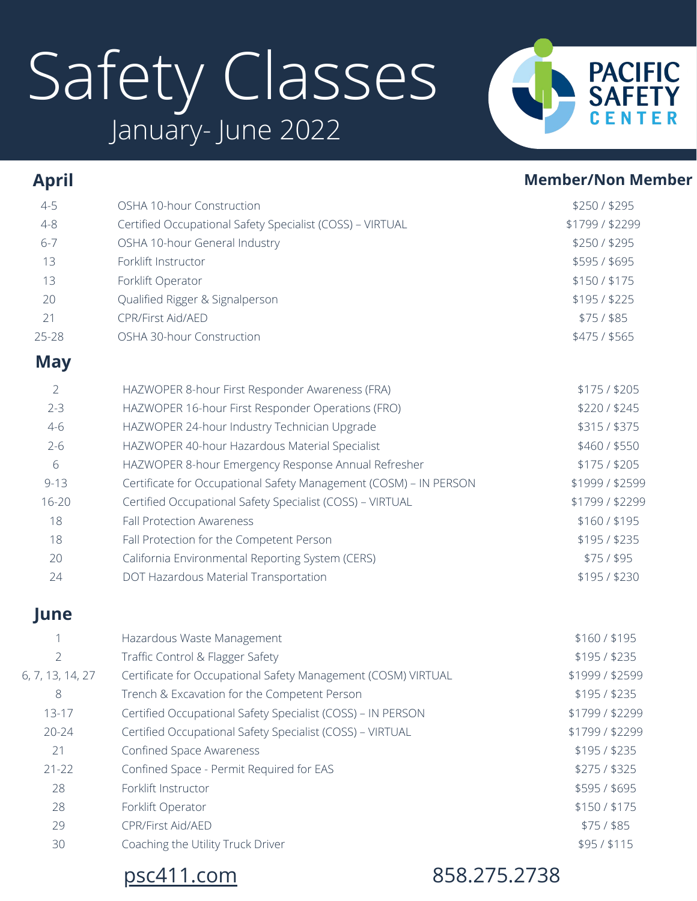# Safety Classes

## January- June 2022

PACIFIC SAFETY CENTER

## April

| | | Member/Non Member |
|---|---|---|
| 4-5 | OSHA 10-hour Construction | $250 / $295 |
| 4-8 | Certified Occupational Safety Specialist (COSS) – VIRTUAL | $1799 / $2299 |
| 6-7 | OSHA 10-hour General Industry | $250 / $295 |
| 13 | Forklift Instructor | $595 / $695 |
| 13 | Forklift Operator | $150 / $175 |
| 20 | Qualified Rigger & Signalperson | $195 / $225 |
| 21 | CPR/First Aid/AED | $75 / $85 |
| 25-28 | OSHA 30-hour Construction | $475 / $565 |

## May

| | | |
|---|---|---|
| 2 | HAZWOPER 8-hour First Responder Awareness (FRA) | $175 / $205 |
| 2-3 | HAZWOPER 16-hour First Responder Operations (FRO) | $220 / $245 |
| 4-6 | HAZWOPER 24-hour Industry Technician Upgrade | $315 / $375 |
| 2-6 | HAZWOPER 40-hour Hazardous Material Specialist | $460 / $550 |
| 6 | HAZWOPER 8-hour Emergency Response Annual Refresher | $175 / $205 |
| 9-13 | Certificate for Occupational Safety Management (COSM) – IN PERSON | $1999 / $2599 |
| 16-20 | Certified Occupational Safety Specialist (COSS) – VIRTUAL | $1799 / $2299 |
| 18 | Fall Protection Awareness | $160 / $195 |
| 18 | Fall Protection for the Competent Person | $195 / $235 |
| 20 | California Environmental Reporting System (CERS) | $75 / $95 |
| 24 | DOT Hazardous Material Transportation | $195 / $230 |

## June

| | | |
|---|---|---|
| 1 | Hazardous Waste Management | $160 / $195 |
| 2 | Traffic Control & Flagger Safety | $195 / $235 |
| 6, 7, 13, 14, 27 | Certificate for Occupational Safety Management (COSM) VIRTUAL | $1999 / $2599 |
| 8 | Trench & Excavation for the Competent Person | $195 / $235 |
| 13-17 | Certified Occupational Safety Specialist (COSS) – IN PERSON | $1799 / $2299 |
| 20-24 | Certified Occupational Safety Specialist (COSS) – VIRTUAL | $1799 / $2299 |
| 21 | Confined Space Awareness | $195 / $235 |
| 21-22 | Confined Space - Permit Required for EAS | $275 / $325 |
| 28 | Forklift Instructor | $595 / $695 |
| 28 | Forklift Operator | $150 / $175 |
| 29 | CPR/First Aid/AED | $75 / $85 |
| 30 | Coaching the Utility Truck Driver | $95 / $115 |

psc411.com

858.275.2738